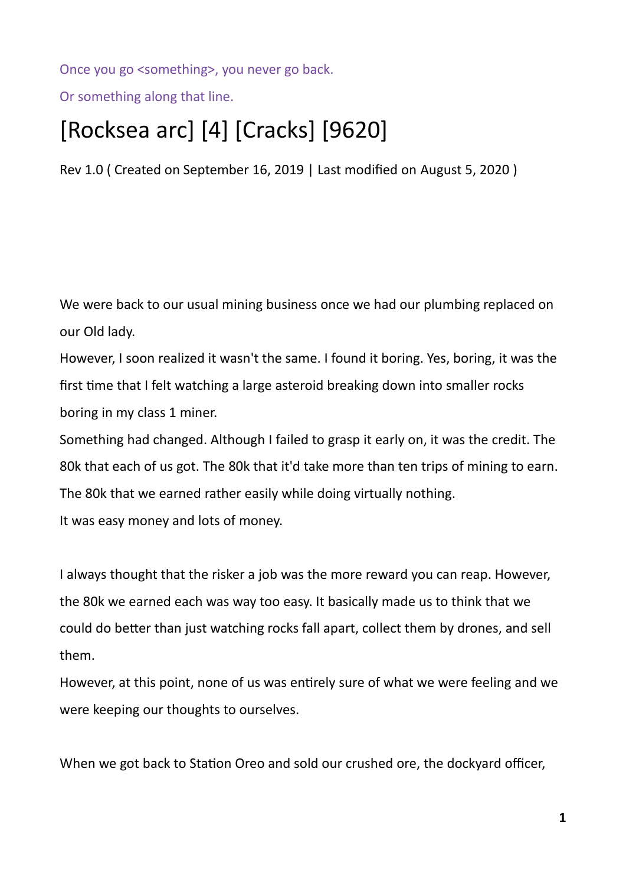Once you go <something>, you never go back.

Or something along that line.

# [Rocksea arc] [4] [Cracks] [9620]

Rev 1.0 ( Created on September 16, 2019 | Last modified on August 5, 2020 )

We were back to our usual mining business once we had our plumbing replaced on our Old lady.

However, I soon realized it wasn't the same. I found it boring. Yes, boring, it was the first time that I felt watching a large asteroid breaking down into smaller rocks boring in my class 1 miner.

Something had changed. Although I failed to grasp it early on, it was the credit. The 80k that each of us got. The 80k that it'd take more than ten trips of mining to earn. The 80k that we earned rather easily while doing virtually nothing.

It was easy money and lots of money.

I always thought that the risker a job was the more reward you can reap. However, the 80k we earned each was way too easy. It basically made us to think that we could do better than just watching rocks fall apart, collect them by drones, and sell them.

However, at this point, none of us was entirely sure of what we were feeling and we were keeping our thoughts to ourselves.

When we got back to Station Oreo and sold our crushed ore, the dockyard officer,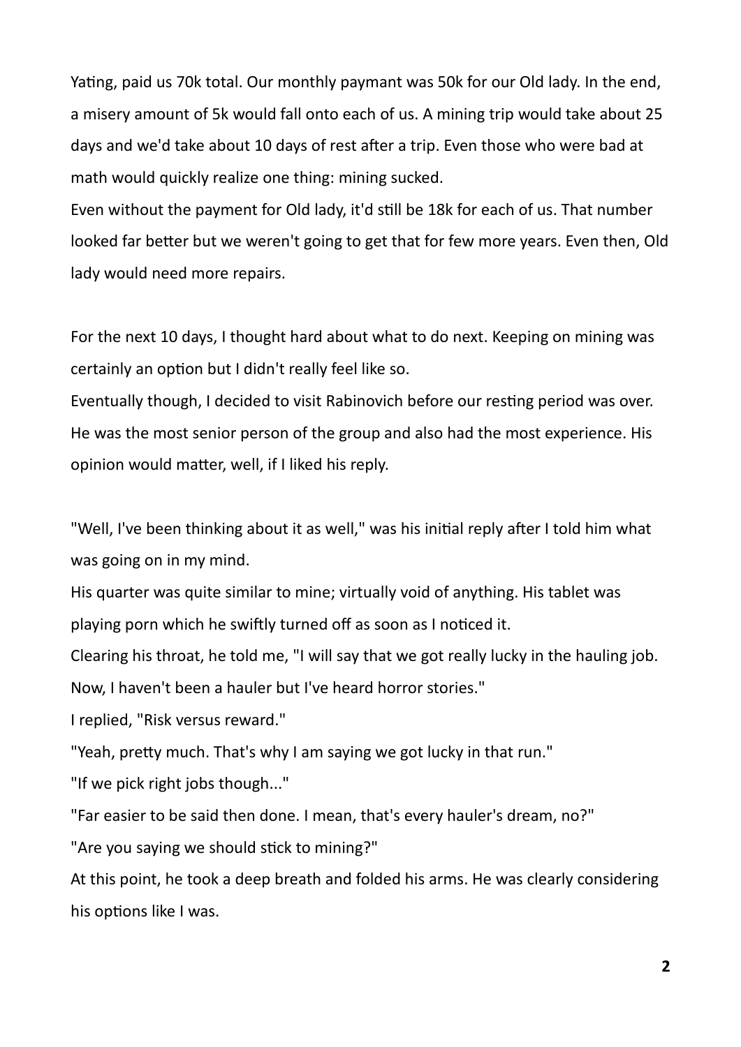Yating, paid us 70k total. Our monthly paymant was 50k for our Old lady. In the end, a misery amount of 5k would fall onto each of us. A mining trip would take about 25 days and we'd take about 10 days of rest after a trip. Even those who were bad at math would quickly realize one thing: mining sucked.

Even without the payment for Old lady, it'd still be 18k for each of us. That number looked far better but we weren't going to get that for few more years. Even then, Old lady would need more repairs.

For the next 10 days, I thought hard about what to do next. Keeping on mining was certainly an option but I didn't really feel like so.

Eventually though, I decided to visit Rabinovich before our resting period was over. He was the most senior person of the group and also had the most experience. His opinion would matter, well, if I liked his reply.

"Well, I've been thinking about it as well," was his initial reply after I told him what was going on in my mind.

His quarter was quite similar to mine; virtually void of anything. His tablet was playing porn which he swiftly turned off as soon as I noticed it.

Clearing his throat, he told me, "I will say that we got really lucky in the hauling job. Now, I haven't been a hauler but I've heard horror stories."

I replied, "Risk versus reward."

"Yeah, pretty much. That's why I am saying we got lucky in that run."

"If we pick right jobs though..."

"Far easier to be said then done. I mean, that's every hauler's dream, no?"

"Are you saying we should stick to mining?"

At this point, he took a deep breath and folded his arms. He was clearly considering his options like I was.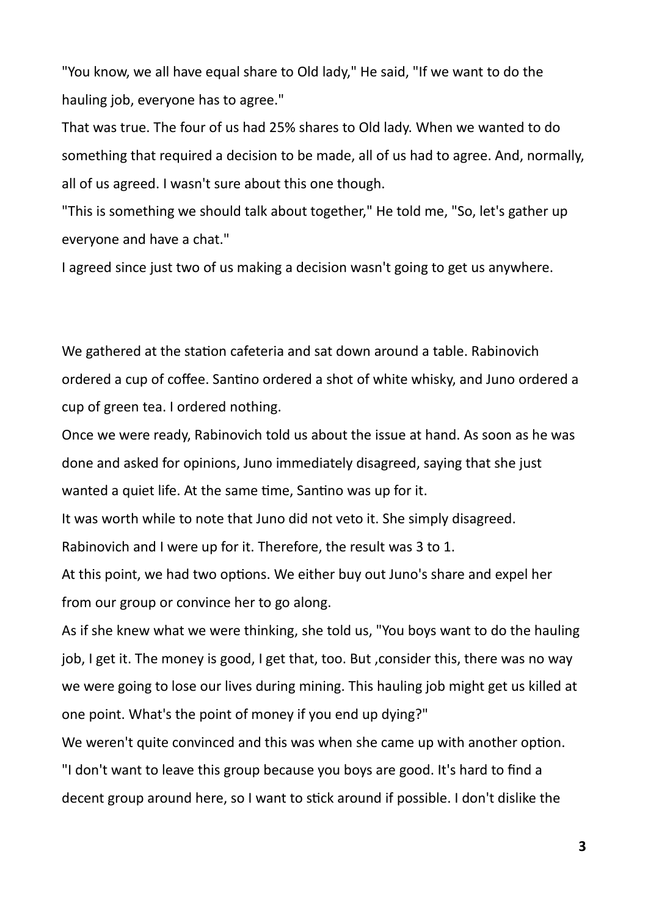"You know, we all have equal share to Old lady," He said, "If we want to do the hauling job, everyone has to agree."

That was true. The four of us had 25% shares to Old lady. When we wanted to do something that required a decision to be made, all of us had to agree. And, normally, all of us agreed. I wasn't sure about this one though.

"This is something we should talk about together," He told me, "So, let's gather up everyone and have a chat."

I agreed since just two of us making a decision wasn't going to get us anywhere.

We gathered at the station cafeteria and sat down around a table. Rabinovich ordered a cup of coffee. Santino ordered a shot of white whisky, and Juno ordered a cup of green tea. I ordered nothing.

Once we were ready, Rabinovich told us about the issue at hand. As soon as he was done and asked for opinions, Juno immediately disagreed, saying that she just wanted a quiet life. At the same time, Santino was up for it.

It was worth while to note that Juno did not veto it. She simply disagreed.

Rabinovich and I were up for it. Therefore, the result was 3 to 1.

At this point, we had two options. We either buy out Juno's share and expel her from our group or convince her to go along.

As if she knew what we were thinking, she told us, "You boys want to do the hauling job, I get it. The money is good, I get that, too. But ,consider this, there was no way we were going to lose our lives during mining. This hauling job might get us killed at one point. What's the point of money if you end up dying?"

We weren't quite convinced and this was when she came up with another option.

"I don't want to leave this group because you boys are good. It's hard to find a decent group around here, so I want to stick around if possible. I don't dislike the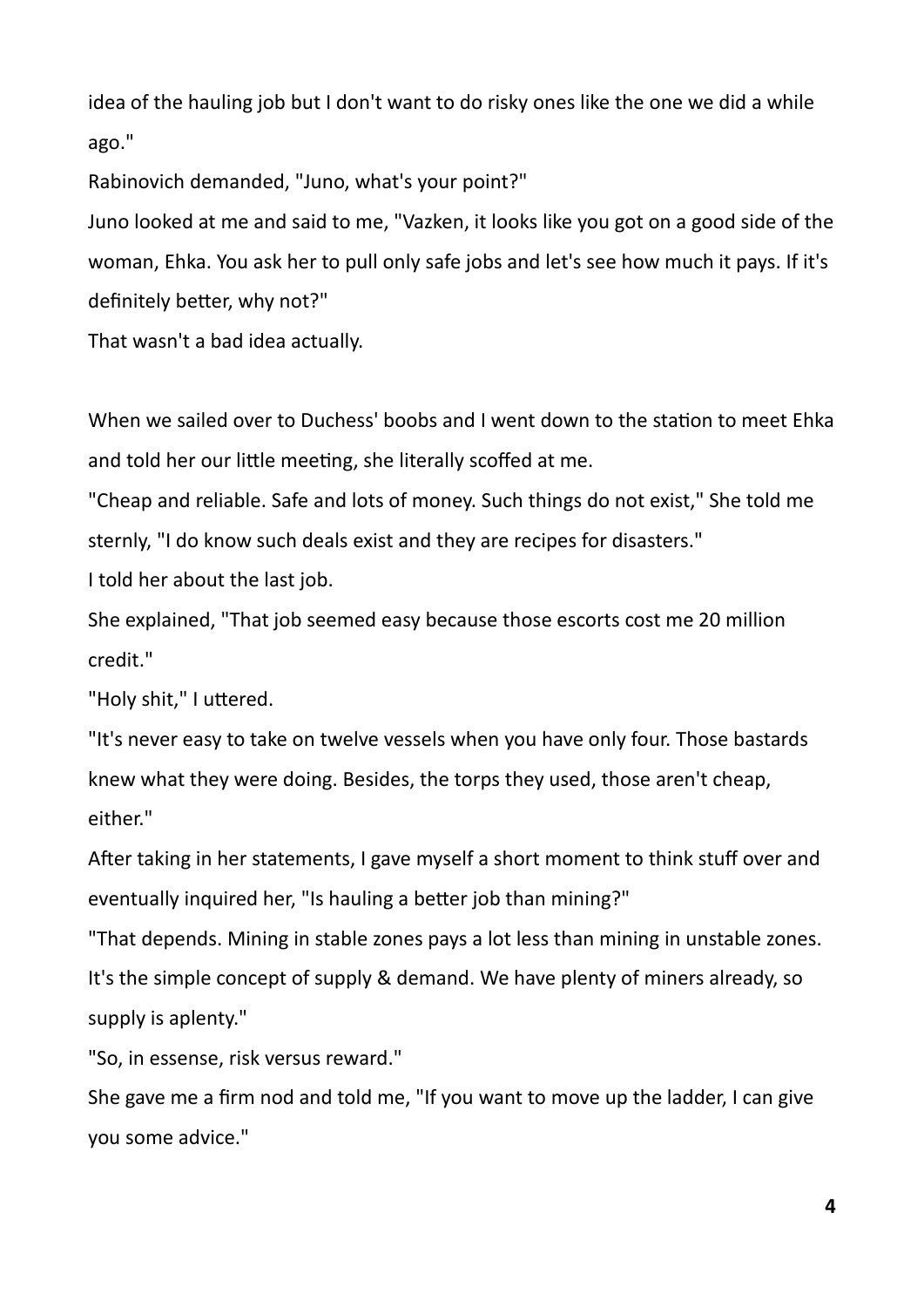idea of the hauling job but I don't want to do risky ones like the one we did a while ago."

Rabinovich demanded, "Juno, what's your point?"

Juno looked at me and said to me, "Vazken, it looks like you got on a good side of the woman, Ehka. You ask her to pull only safe jobs and let's see how much it pays. If it's definitely better, why not?"

That wasn't a bad idea actually.

When we sailed over to Duchess' boobs and I went down to the station to meet Ehka and told her our little meeting, she literally scoffed at me.

"Cheap and reliable. Safe and lots of money. Such things do not exist," She told me sternly, "I do know such deals exist and they are recipes for disasters."

I told her about the last job.

She explained, "That job seemed easy because those escorts cost me 20 million credit."

"Holy shit," I uttered.

"It's never easy to take on twelve vessels when you have only four. Those bastards knew what they were doing. Besides, the torps they used, those aren't cheap, either."

After taking in her statements, I gave myself a short moment to think stuff over and eventually inquired her, "Is hauling a better job than mining?"

"That depends. Mining in stable zones pays a lot less than mining in unstable zones. It's the simple concept of supply & demand. We have plenty of miners already, so supply is aplenty."

"So, in essense, risk versus reward."

She gave me a firm nod and told me, "If you want to move up the ladder, I can give you some advice."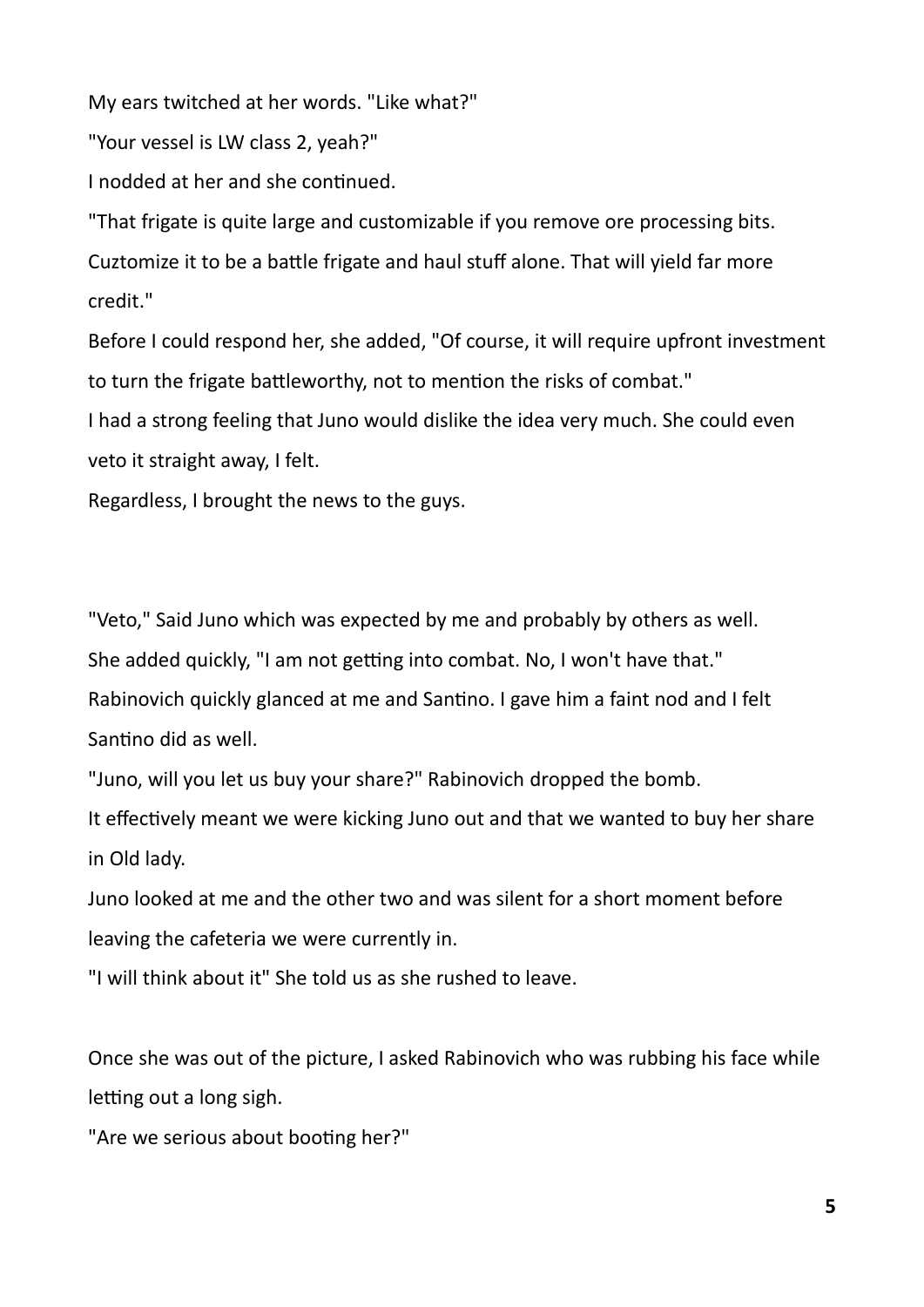My ears twitched at her words. "Like what?"

"Your vessel is LW class 2, yeah?"

I nodded at her and she continued.

"That frigate is quite large and customizable if you remove ore processing bits. Cuztomize it to be a battle frigate and haul stuff alone. That will yield far more credit."

Before I could respond her, she added, "Of course, it will require upfront investment to turn the frigate battleworthy, not to mention the risks of combat."

I had a strong feeling that Juno would dislike the idea very much. She could even veto it straight away, I felt.

Regardless, I brought the news to the guys.

"Veto," Said Juno which was expected by me and probably by others as well.

She added quickly, "I am not getting into combat. No, I won't have that."

Rabinovich quickly glanced at me and Santino. I gave him a faint nod and I felt Santino did as well.

"Juno, will you let us buy your share?" Rabinovich dropped the bomb.

It effectively meant we were kicking Juno out and that we wanted to buy her share in Old lady.

Juno looked at me and the other two and was silent for a short moment before leaving the cafeteria we were currently in.

"I will think about it" She told us as she rushed to leave.

Once she was out of the picture, I asked Rabinovich who was rubbing his face while letting out a long sigh.

"Are we serious about booting her?"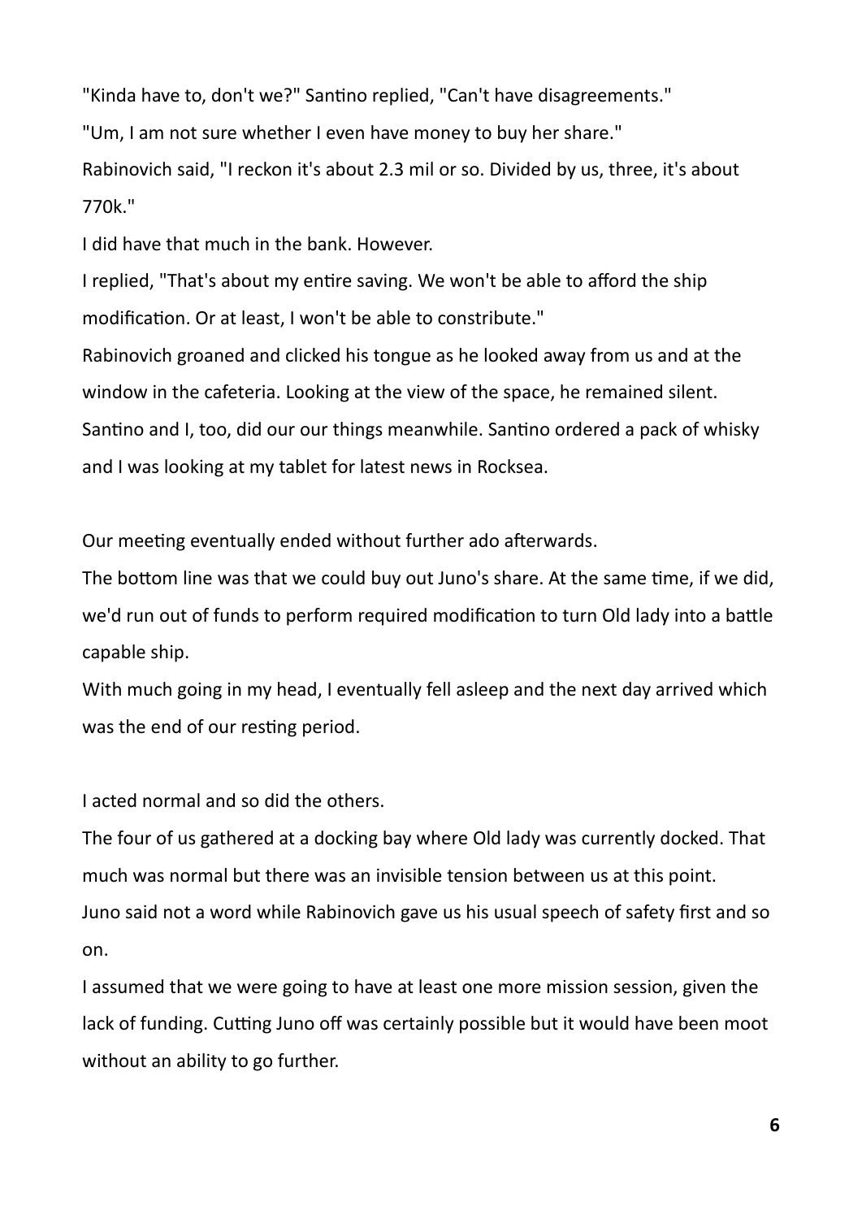"Kinda have to, don't we?" Santino replied, "Can't have disagreements."

"Um, I am not sure whether I even have money to buy her share."

Rabinovich said, "I reckon it's about 2.3 mil or so. Divided by us, three, it's about 770k."

I did have that much in the bank. However.

I replied, "That's about my entire saving. We won't be able to afford the ship modification. Or at least, I won't be able to constribute."

Rabinovich groaned and clicked his tongue as he looked away from us and at the window in the cafeteria. Looking at the view of the space, he remained silent. Santino and I, too, did our our things meanwhile. Santino ordered a pack of whisky and I was looking at my tablet for latest news in Rocksea.

Our meeting eventually ended without further ado afterwards.

The bottom line was that we could buy out Juno's share. At the same time, if we did, we'd run out of funds to perform required modification to turn Old lady into a battle capable ship.

With much going in my head, I eventually fell asleep and the next day arrived which was the end of our resting period.

I acted normal and so did the others.

The four of us gathered at a docking bay where Old lady was currently docked. That much was normal but there was an invisible tension between us at this point.

Juno said not a word while Rabinovich gave us his usual speech of safety first and so on.

I assumed that we were going to have at least one more mission session, given the lack of funding. Cutting Juno off was certainly possible but it would have been moot without an ability to go further.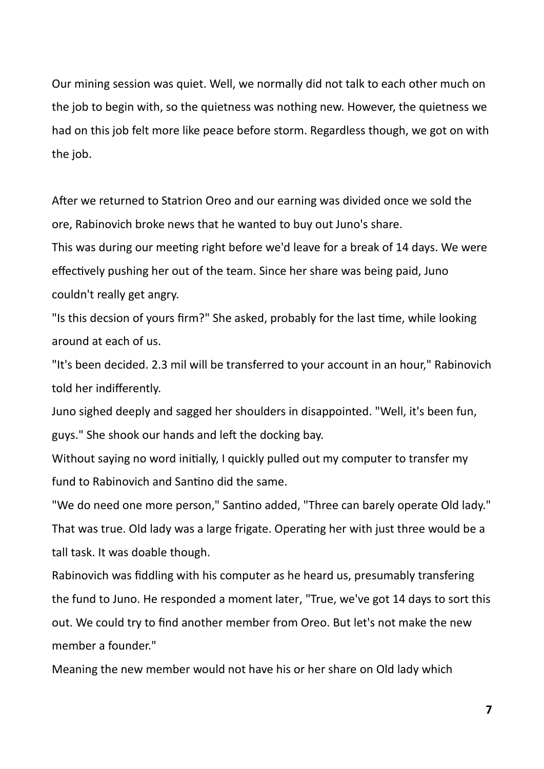Our mining session was quiet. Well, we normally did not talk to each other much on the job to begin with, so the quietness was nothing new. However, the quietness we had on this job felt more like peace before storm. Regardless though, we got on with the job.

After we returned to Statrion Oreo and our earning was divided once we sold the ore, Rabinovich broke news that he wanted to buy out Juno's share.
This was during our meeting right before we'd leave for a break of 14 days. We were effectively pushing her out of the team. Since her share was being paid, Juno couldn't really get angry.
"Is this decsion of yours firm?" She asked, probably for the last time, while looking around at each of us.
"It's been decided. 2.3 mil will be transferred to your account in an hour," Rabinovich told her indifferently.
Juno sighed deeply and sagged her shoulders in disappointed. "Well, it's been fun, guys." She shook our hands and left the docking bay.
Without saying no word initially, I quickly pulled out my computer to transfer my fund to Rabinovich and Santino did the same.
"We do need one more person," Santino added, "Three can barely operate Old lady."
That was true. Old lady was a large frigate. Operating her with just three would be a tall task. It was doable though.
Rabinovich was fiddling with his computer as he heard us, presumably transfering the fund to Juno. He responded a moment later, "True, we've got 14 days to sort this out. We could try to find another member from Oreo. But let's not make the new member a founder."
Meaning the new member would not have his or her share on Old lady which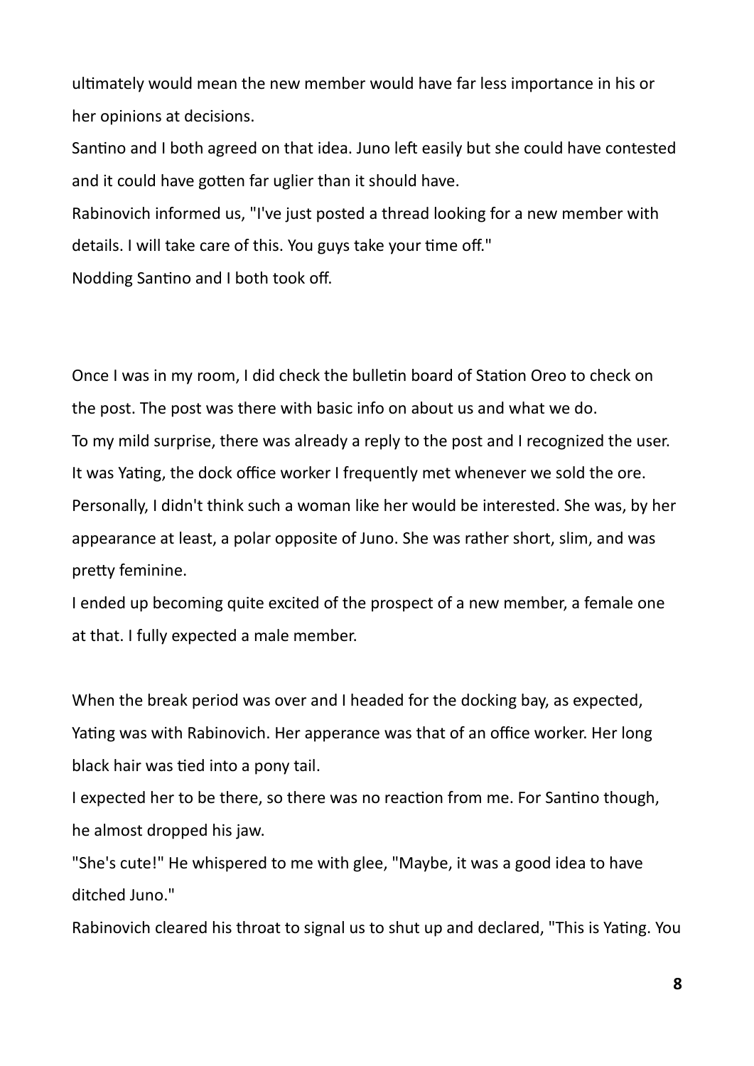ultimately would mean the new member would have far less importance in his or her opinions at decisions.

Santino and I both agreed on that idea. Juno left easily but she could have contested and it could have gotten far uglier than it should have.

Rabinovich informed us, "I've just posted a thread looking for a new member with details. I will take care of this. You guys take your time off."

Nodding Santino and I both took off.

Once I was in my room, I did check the bulletin board of Station Oreo to check on the post. The post was there with basic info on about us and what we do.

To my mild surprise, there was already a reply to the post and I recognized the user. It was Yating, the dock office worker I frequently met whenever we sold the ore. Personally, I didn't think such a woman like her would be interested. She was, by her appearance at least, a polar opposite of Juno. She was rather short, slim, and was pretty feminine.

I ended up becoming quite excited of the prospect of a new member, a female one at that. I fully expected a male member.

When the break period was over and I headed for the docking bay, as expected, Yating was with Rabinovich. Her apperance was that of an office worker. Her long black hair was tied into a pony tail.

I expected her to be there, so there was no reaction from me. For Santino though, he almost dropped his jaw.

"She's cute!" He whispered to me with glee, "Maybe, it was a good idea to have ditched Juno."

Rabinovich cleared his throat to signal us to shut up and declared, "This is Yating. You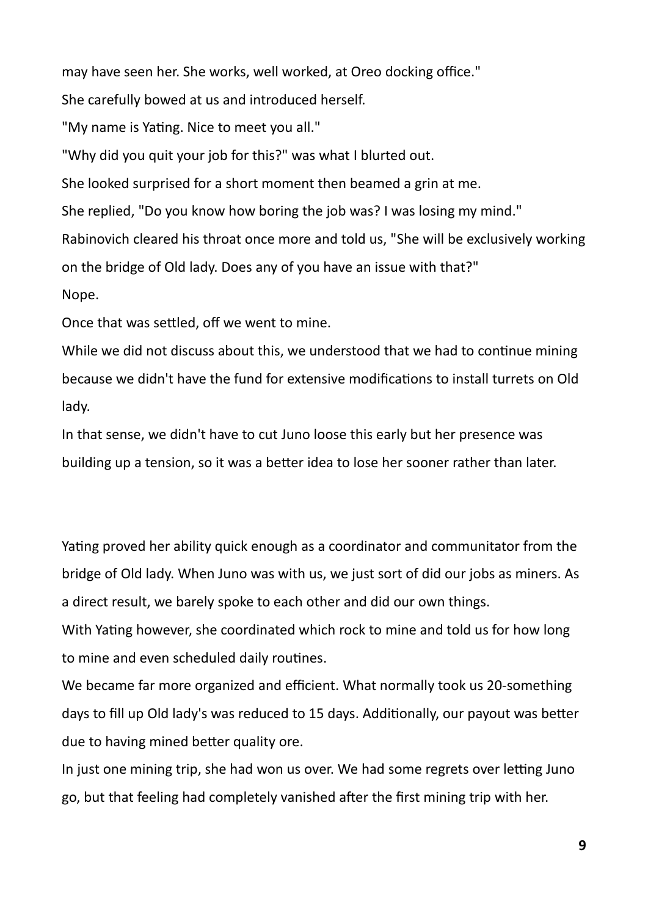may have seen her. She works, well worked, at Oreo docking office."

She carefully bowed at us and introduced herself.

"My name is Yating. Nice to meet you all."

"Why did you quit your job for this?" was what I blurted out.

She looked surprised for a short moment then beamed a grin at me.

She replied, "Do you know how boring the job was? I was losing my mind."

Rabinovich cleared his throat once more and told us, "She will be exclusively working on the bridge of Old lady. Does any of you have an issue with that?"

Nope.

Once that was settled, off we went to mine.

While we did not discuss about this, we understood that we had to continue mining because we didn't have the fund for extensive modifications to install turrets on Old lady.

In that sense, we didn't have to cut Juno loose this early but her presence was building up a tension, so it was a better idea to lose her sooner rather than later.

Yating proved her ability quick enough as a coordinator and communitator from the bridge of Old lady. When Juno was with us, we just sort of did our jobs as miners. As a direct result, we barely spoke to each other and did our own things.

With Yating however, she coordinated which rock to mine and told us for how long to mine and even scheduled daily routines.

We became far more organized and efficient. What normally took us 20-something days to fill up Old lady's was reduced to 15 days. Additionally, our payout was better due to having mined better quality ore.

In just one mining trip, she had won us over. We had some regrets over letting Juno go, but that feeling had completely vanished after the first mining trip with her.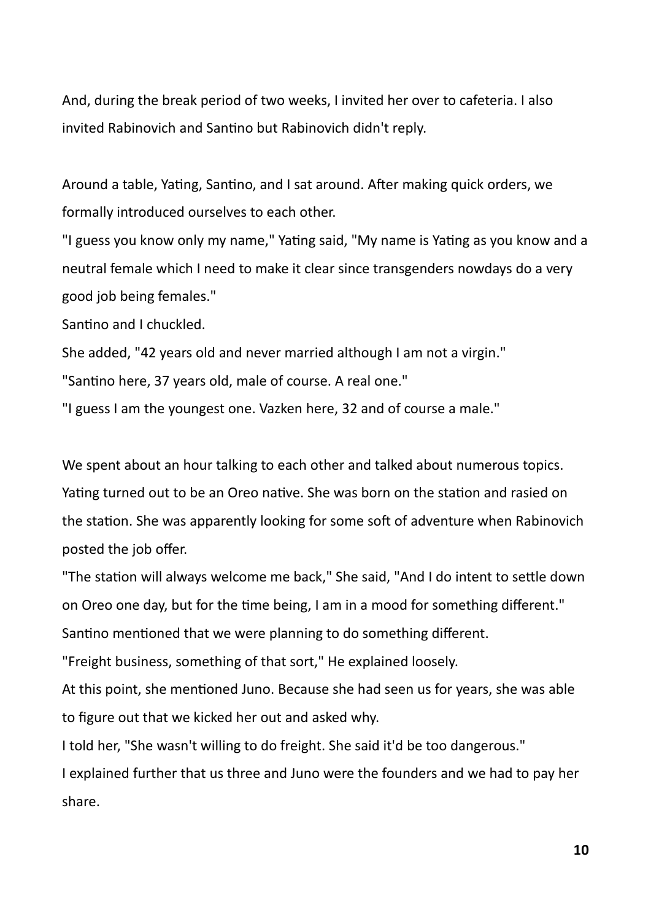And, during the break period of two weeks, I invited her over to cafeteria. I also invited Rabinovich and Santino but Rabinovich didn't reply.

Around a table, Yating, Santino, and I sat around. After making quick orders, we formally introduced ourselves to each other.

"I guess you know only my name," Yating said, "My name is Yating as you know and a neutral female which I need to make it clear since transgenders nowdays do a very good job being females."

Santino and I chuckled.

She added, "42 years old and never married although I am not a virgin."

"Santino here, 37 years old, male of course. A real one."

"I guess I am the youngest one. Vazken here, 32 and of course a male."

We spent about an hour talking to each other and talked about numerous topics. Yating turned out to be an Oreo native. She was born on the station and rasied on the station. She was apparently looking for some soft of adventure when Rabinovich posted the job offer.

"The station will always welcome me back," She said, "And I do intent to settle down on Oreo one day, but for the time being, I am in a mood for something different."

Santino mentioned that we were planning to do something different.

"Freight business, something of that sort," He explained loosely.

At this point, she mentioned Juno. Because she had seen us for years, she was able to figure out that we kicked her out and asked why.

I told her, "She wasn't willing to do freight. She said it'd be too dangerous."

I explained further that us three and Juno were the founders and we had to pay her share.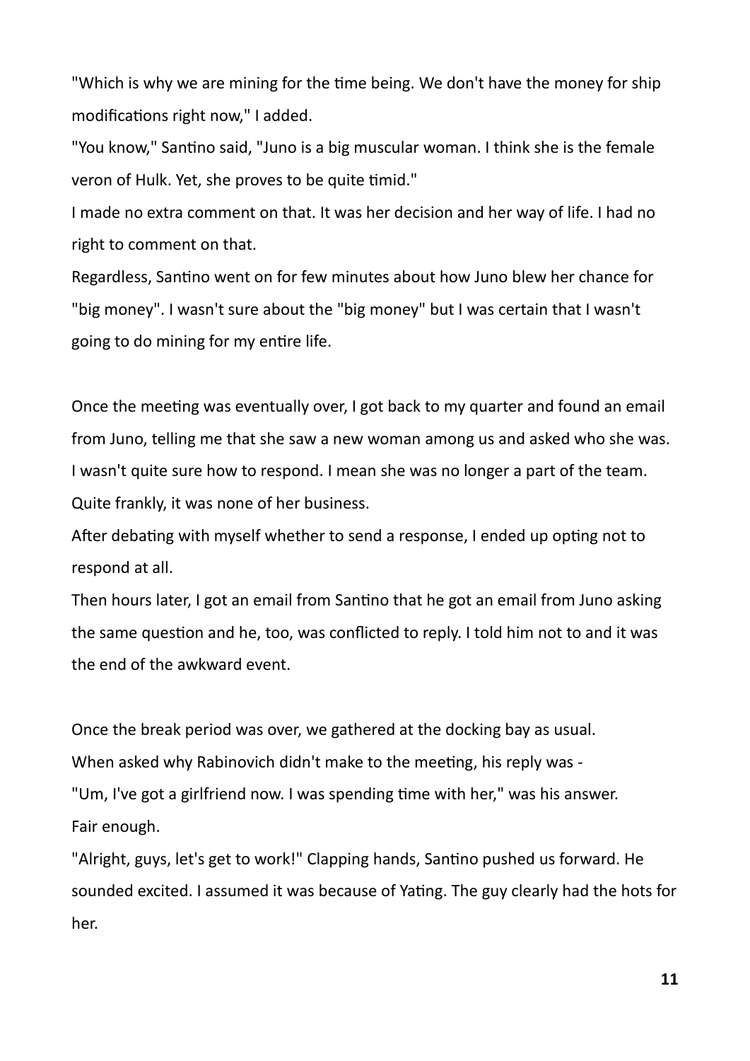"Which is why we are mining for the time being. We don't have the money for ship modifications right now," I added.

"You know," Santino said, "Juno is a big muscular woman. I think she is the female veron of Hulk. Yet, she proves to be quite timid."

I made no extra comment on that. It was her decision and her way of life. I had no right to comment on that.

Regardless, Santino went on for few minutes about how Juno blew her chance for "big money". I wasn't sure about the "big money" but I was certain that I wasn't going to do mining for my entire life.

Once the meeting was eventually over, I got back to my quarter and found an email from Juno, telling me that she saw a new woman among us and asked who she was. I wasn't quite sure how to respond. I mean she was no longer a part of the team. Quite frankly, it was none of her business.

After debating with myself whether to send a response, I ended up opting not to respond at all.

Then hours later, I got an email from Santino that he got an email from Juno asking the same question and he, too, was conflicted to reply. I told him not to and it was the end of the awkward event.

Once the break period was over, we gathered at the docking bay as usual.

When asked why Rabinovich didn't make to the meeting, his reply was -

"Um, I've got a girlfriend now. I was spending time with her," was his answer.

Fair enough.

"Alright, guys, let's get to work!" Clapping hands, Santino pushed us forward. He sounded excited. I assumed it was because of Yating. The guy clearly had the hots for her.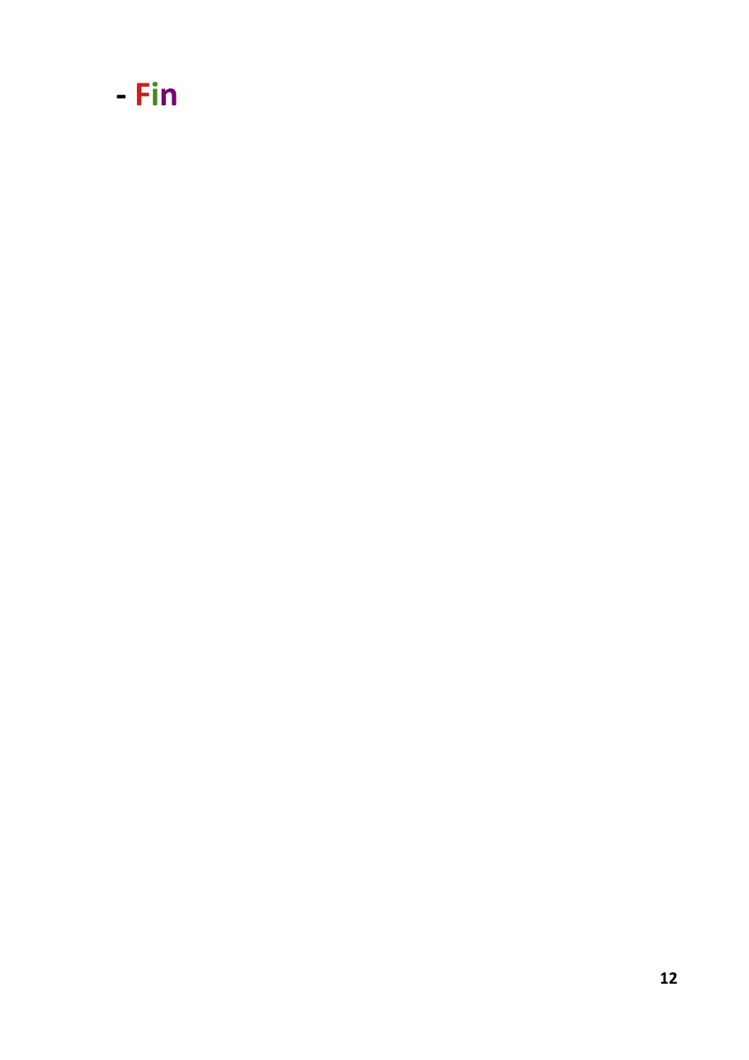**- Fin**